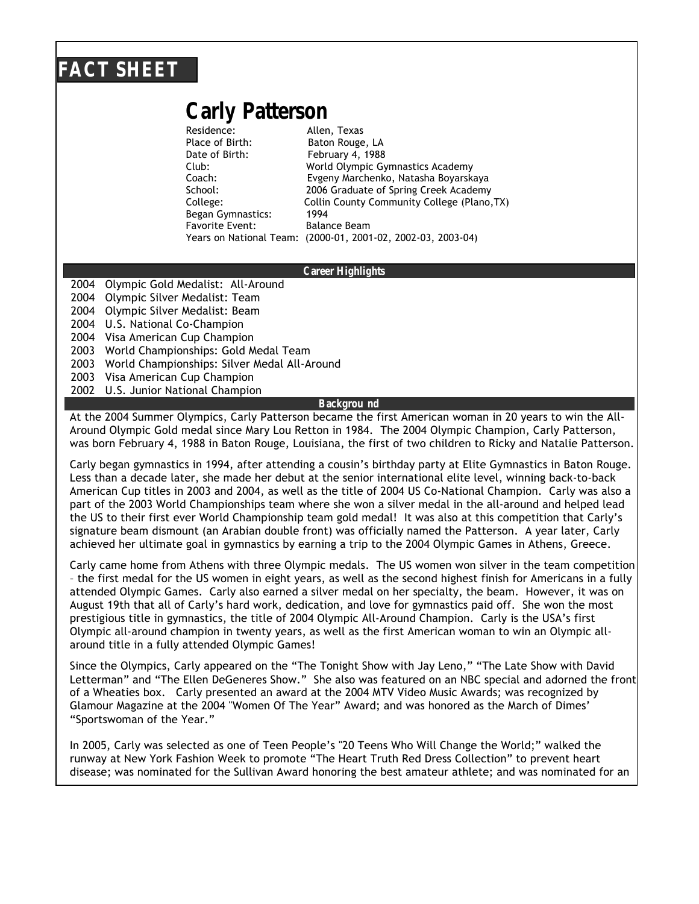# FACT SHEET

## Carly Patterson

Residence: Allen, Texas
Place of Birth: Baton Rouge, LA
Date of Birth: February 4, 1988
Club: World Olympic Gymnastics Academy
Coach: Evgeny Marchenko, Natasha Boyarskaya
School: 2006 Graduate of Spring Creek Academy
College: Collin County Community College (Plano,TX)
Began Gymnastics: 1994
Favorite Event: Balance Beam
Years on National Team: (2000-01, 2001-02, 2002-03, 2003-04)

### Career Highlights

- 2004 Olympic Gold Medalist: All-Around
- 2004 Olympic Silver Medalist: Team
- 2004 Olympic Silver Medalist: Beam
- 2004 U.S. National Co-Champion
- 2004 Visa American Cup Champion
- 2003 World Championships: Gold Medal Team
- 2003 World Championships: Silver Medal All-Around
- 2003 Visa American Cup Champion
- 2002 U.S. Junior National Champion

### Backgrou nd

At the 2004 Summer Olympics, Carly Patterson became the first American woman in 20 years to win the All-Around Olympic Gold medal since Mary Lou Retton in 1984. The 2004 Olympic Champion, Carly Patterson, was born February 4, 1988 in Baton Rouge, Louisiana, the first of two children to Ricky and Natalie Patterson.

Carly began gymnastics in 1994, after attending a cousin's birthday party at Elite Gymnastics in Baton Rouge. Less than a decade later, she made her debut at the senior international elite level, winning back-to-back American Cup titles in 2003 and 2004, as well as the title of 2004 US Co-National Champion. Carly was also a part of the 2003 World Championships team where she won a silver medal in the all-around and helped lead the US to their first ever World Championship team gold medal! It was also at this competition that Carly's signature beam dismount (an Arabian double front) was officially named the Patterson. A year later, Carly achieved her ultimate goal in gymnastics by earning a trip to the 2004 Olympic Games in Athens, Greece.

Carly came home from Athens with three Olympic medals. The US women won silver in the team competition – the first medal for the US women in eight years, as well as the second highest finish for Americans in a fully attended Olympic Games. Carly also earned a silver medal on her specialty, the beam. However, it was on August 19th that all of Carly's hard work, dedication, and love for gymnastics paid off. She won the most prestigious title in gymnastics, the title of 2004 Olympic All-Around Champion. Carly is the USA's first Olympic all-around champion in twenty years, as well as the first American woman to win an Olympic all-around title in a fully attended Olympic Games!

Since the Olympics, Carly appeared on the "The Tonight Show with Jay Leno," "The Late Show with David Letterman" and "The Ellen DeGeneres Show." She also was featured on an NBC special and adorned the front of a Wheaties box. Carly presented an award at the 2004 MTV Video Music Awards; was recognized by Glamour Magazine at the 2004 "Women Of The Year" Award; and was honored as the March of Dimes' "Sportswoman of the Year."

In 2005, Carly was selected as one of Teen People's "20 Teens Who Will Change the World;" walked the runway at New York Fashion Week to promote "The Heart Truth Red Dress Collection" to prevent heart disease; was nominated for the Sullivan Award honoring the best amateur athlete; and was nominated for an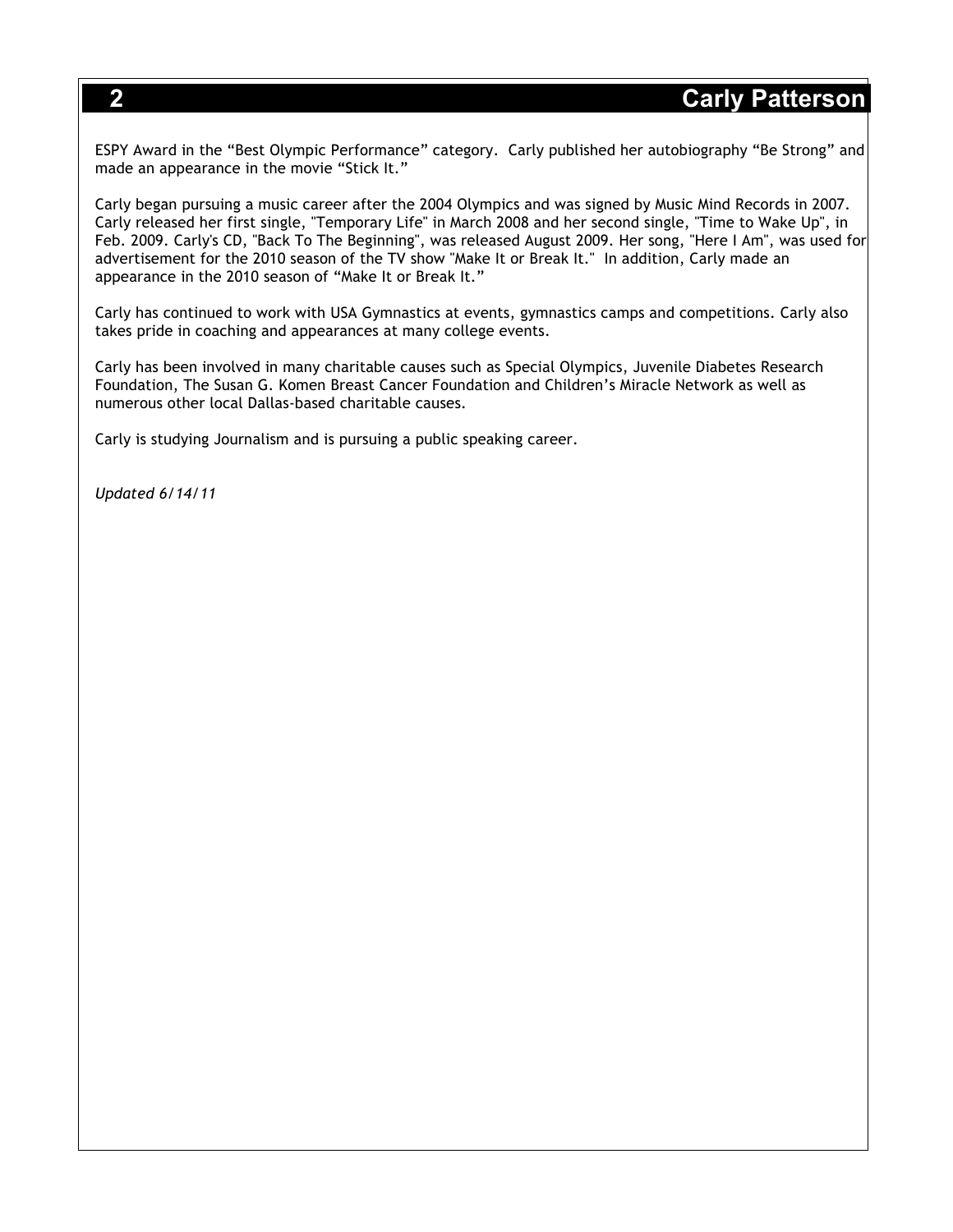ESPY Award in the “Best Olympic Performance” category. Carly published her autobiography “Be Strong” and made an appearance in the movie “Stick It.”

Carly began pursuing a music career after the 2004 Olympics and was signed by Music Mind Records in 2007. Carly released her first single, "Temporary Life" in March 2008 and her second single, "Time to Wake Up", in Feb. 2009. Carly's CD, "Back To The Beginning", was released August 2009. Her song, "Here I Am", was used for advertisement for the 2010 season of the TV show "Make It or Break It." In addition, Carly made an appearance in the 2010 season of “Make It or Break It.”

Carly has continued to work with USA Gymnastics at events, gymnastics camps and competitions. Carly also takes pride in coaching and appearances at many college events.

Carly has been involved in many charitable causes such as Special Olympics, Juvenile Diabetes Research Foundation, The Susan G. Komen Breast Cancer Foundation and Children’s Miracle Network as well as numerous other local Dallas-based charitable causes.

Carly is studying Journalism and is pursuing a public speaking career.

*Updated 6/14/11*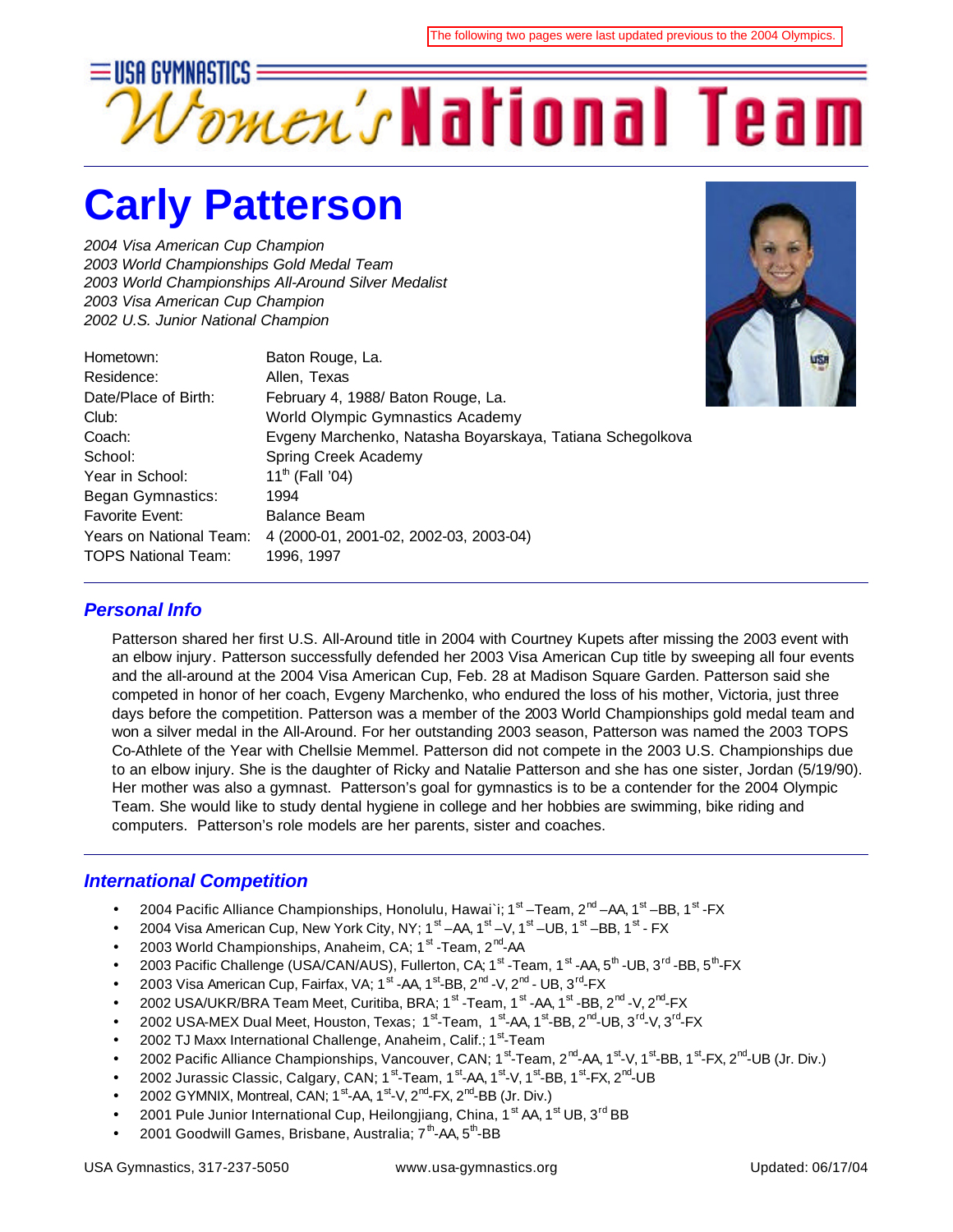The following two pages were last updated previous to the 2004 Olympics.

USA GYMNASTICS

# Women's National Team

## Carly Patterson

*2004 Visa American Cup Champion*
*2003 World Championships Gold Medal Team*
*2003 World Championships All-Around Silver Medalist*
*2003 Visa American Cup Champion*
*2002 U.S. Junior National Champion*

| | |
|---|---|
| Hometown: | Baton Rouge, La. |
| Residence: | Allen, Texas |
| Date/Place of Birth: | February 4, 1988/ Baton Rouge, La. |
| Club: | World Olympic Gymnastics Academy |
| Coach: | Evgeny Marchenko, Natasha Boyarskaya, Tatiana Schegolkova |
| School: | Spring Creek Academy |
| Year in School: | 11th (Fall '04) |
| Began Gymnastics: | 1994 |
| Favorite Event: | Balance Beam |
| Years on National Team: | 4 (2000-01, 2001-02, 2002-03, 2003-04) |
| TOPS National Team: | 1996, 1997 |

### *Personal Info*

Patterson shared her first U.S. All-Around title in 2004 with Courtney Kupets after missing the 2003 event with an elbow injury. Patterson successfully defended her 2003 Visa American Cup title by sweeping all four events and the all-around at the 2004 Visa American Cup, Feb. 28 at Madison Square Garden. Patterson said she competed in honor of her coach, Evgeny Marchenko, who endured the loss of his mother, Victoria, just three days before the competition. Patterson was a member of the 2003 World Championships gold medal team and won a silver medal in the All-Around. For her outstanding 2003 season, Patterson was named the 2003 TOPS Co-Athlete of the Year with Chellsie Memmel. Patterson did not compete in the 2003 U.S. Championships due to an elbow injury. She is the daughter of Ricky and Natalie Patterson and she has one sister, Jordan (5/19/90). Her mother was also a gymnast. Patterson's goal for gymnastics is to be a contender for the 2004 Olympic Team. She would like to study dental hygiene in college and her hobbies are swimming, bike riding and computers. Patterson's role models are her parents, sister and coaches.

### *International Competition*

- 2004 Pacific Alliance Championships, Honolulu, Hawai`i; 1st –Team, 2nd –AA, 1st –BB, 1st -FX
- 2004 Visa American Cup, New York City, NY; 1st –AA, 1st –V, 1st –UB, 1st –BB, 1st - FX
- 2003 World Championships, Anaheim, CA; 1st -Team, 2nd-AA
- 2003 Pacific Challenge (USA/CAN/AUS), Fullerton, CA; 1st -Team, 1st -AA, 5th -UB, 3rd -BB, 5th-FX
- 2003 Visa American Cup, Fairfax, VA; 1st -AA, 1st-BB, 2nd -V, 2nd - UB, 3rd-FX
- 2002 USA/UKR/BRA Team Meet, Curitiba, BRA; 1st -Team, 1st -AA, 1st -BB, 2nd -V, 2nd-FX
- 2002 USA-MEX Dual Meet, Houston, Texas; 1st-Team, 1st-AA, 1st-BB, 2nd-UB, 3rd-V, 3rd-FX
- 2002 TJ Maxx International Challenge, Anaheim, Calif.; 1st-Team
- 2002 Pacific Alliance Championships, Vancouver, CAN; 1st-Team, 2nd-AA, 1st-V, 1st-BB, 1st-FX, 2nd-UB (Jr. Div.)
- 2002 Jurassic Classic, Calgary, CAN; 1st-Team, 1st-AA, 1st-V, 1st-BB, 1st-FX, 2nd-UB
- 2002 GYMNIX, Montreal, CAN; 1st-AA, 1st-V, 2nd-FX, 2nd-BB (Jr. Div.)
- 2001 Pule Junior International Cup, Heilongjiang, China, 1st AA, 1st UB, 3rd BB
- 2001 Goodwill Games, Brisbane, Australia; 7th-AA, 5th-BB

USA Gymnastics, 317-237-5050 www.usa-gymnastics.org Updated: 06/17/04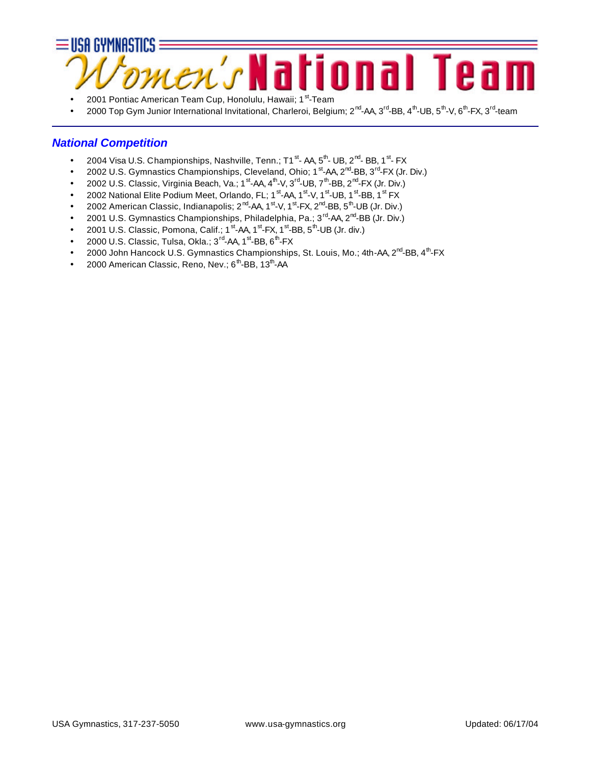- 2001 Pontiac American Team Cup, Honolulu, Hawaii; 1st-Team
- 2000 Top Gym Junior International Invitational, Charleroi, Belgium; 2nd-AA, 3rd-BB, 4th-UB, 5th-V, 6th-FX, 3rd-team

### *National Competition*

- 2004 Visa U.S. Championships, Nashville, Tenn.; T1st- AA, 5th- UB, 2nd- BB, 1st- FX
- 2002 U.S. Gymnastics Championships, Cleveland, Ohio; 1st-AA, 2nd-BB, 3rd-FX (Jr. Div.)
- 2002 U.S. Classic, Virginia Beach, Va.; 1st-AA, 4th-V, 3rd-UB, 7th-BB, 2nd-FX (Jr. Div.)
- 2002 National Elite Podium Meet, Orlando, FL; 1st-AA, 1st-V, 1st-UB, 1st-BB, 1st FX
- 2002 American Classic, Indianapolis; 2nd-AA, 1st-V, 1st-FX, 2nd-BB, 5th-UB (Jr. Div.)
- 2001 U.S. Gymnastics Championships, Philadelphia, Pa.; 3rd-AA, 2nd-BB (Jr. Div.)
- 2001 U.S. Classic, Pomona, Calif.; 1st-AA, 1st-FX, 1st-BB, 5th-UB (Jr. div.)
- 2000 U.S. Classic, Tulsa, Okla.; 3rd-AA, 1st-BB, 6th-FX
- 2000 John Hancock U.S. Gymnastics Championships, St. Louis, Mo.; 4th-AA, 2nd-BB, 4th-FX
- 2000 American Classic, Reno, Nev.; 6th-BB, 13th-AA